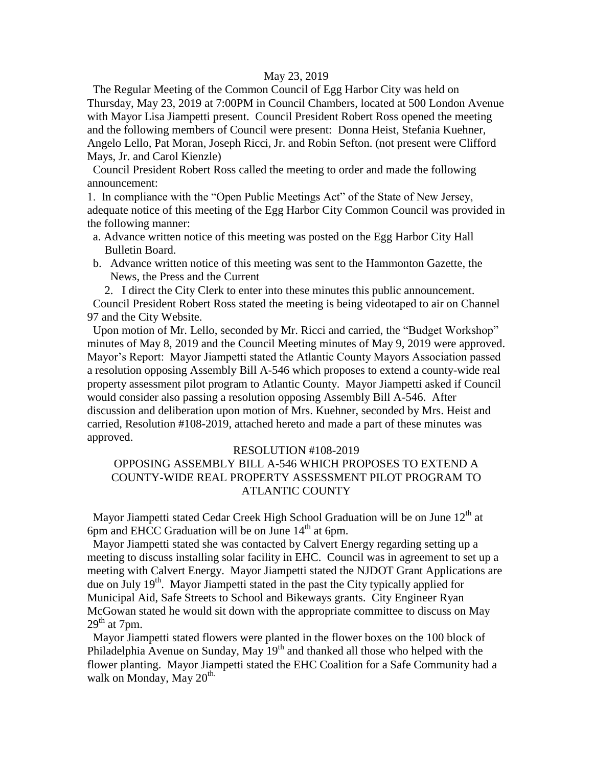May 23, 2019

The Regular Meeting of the Common Council of Egg Harbor City was held on Thursday, May 23, 2019 at 7:00PM in Council Chambers, located at 500 London Avenue with Mayor Lisa Jiampetti present. Council President Robert Ross opened the meeting and the following members of Council were present: Donna Heist, Stefania Kuehner, Angelo Lello, Pat Moran, Joseph Ricci, Jr. and Robin Sefton. (not present were Clifford Mays, Jr. and Carol Kienzle)

Council President Robert Ross called the meeting to order and made the following announcement:

1. In compliance with the "Open Public Meetings Act" of the State of New Jersey, adequate notice of this meeting of the Egg Harbor City Common Council was provided in the following manner:
   a. Advance written notice of this meeting was posted on the Egg Harbor City Hall Bulletin Board.
   b. Advance written notice of this meeting was sent to the Hammonton Gazette, the News, the Press and the Current
2. I direct the City Clerk to enter into these minutes this public announcement.

Council President Robert Ross stated the meeting is being videotaped to air on Channel 97 and the City Website.

Upon motion of Mr. Lello, seconded by Mr. Ricci and carried, the "Budget Workshop" minutes of May 8, 2019 and the Council Meeting minutes of May 9, 2019 were approved.

Mayor's Report: Mayor Jiampetti stated the Atlantic County Mayors Association passed a resolution opposing Assembly Bill A-546 which proposes to extend a county-wide real property assessment pilot program to Atlantic County. Mayor Jiampetti asked if Council would consider also passing a resolution opposing Assembly Bill A-546. After discussion and deliberation upon motion of Mrs. Kuehner, seconded by Mrs. Heist and carried, Resolution #108-2019, attached hereto and made a part of these minutes was approved.

RESOLUTION #108-2019

OPPOSING ASSEMBLY BILL A-546 WHICH PROPOSES TO EXTEND A COUNTY-WIDE REAL PROPERTY ASSESSMENT PILOT PROGRAM TO ATLANTIC COUNTY

Mayor Jiampetti stated Cedar Creek High School Graduation will be on June 12th at 6pm and EHCC Graduation will be on June 14th at 6pm.

Mayor Jiampetti stated she was contacted by Calvert Energy regarding setting up a meeting to discuss installing solar facility in EHC. Council was in agreement to set up a meeting with Calvert Energy. Mayor Jiampetti stated the NJDOT Grant Applications are due on July 19th. Mayor Jiampetti stated in the past the City typically applied for Municipal Aid, Safe Streets to School and Bikeways grants. City Engineer Ryan McGowan stated he would sit down with the appropriate committee to discuss on May 29th at 7pm.

Mayor Jiampetti stated flowers were planted in the flower boxes on the 100 block of Philadelphia Avenue on Sunday, May 19th and thanked all those who helped with the flower planting. Mayor Jiampetti stated the EHC Coalition for a Safe Community had a walk on Monday, May 20th.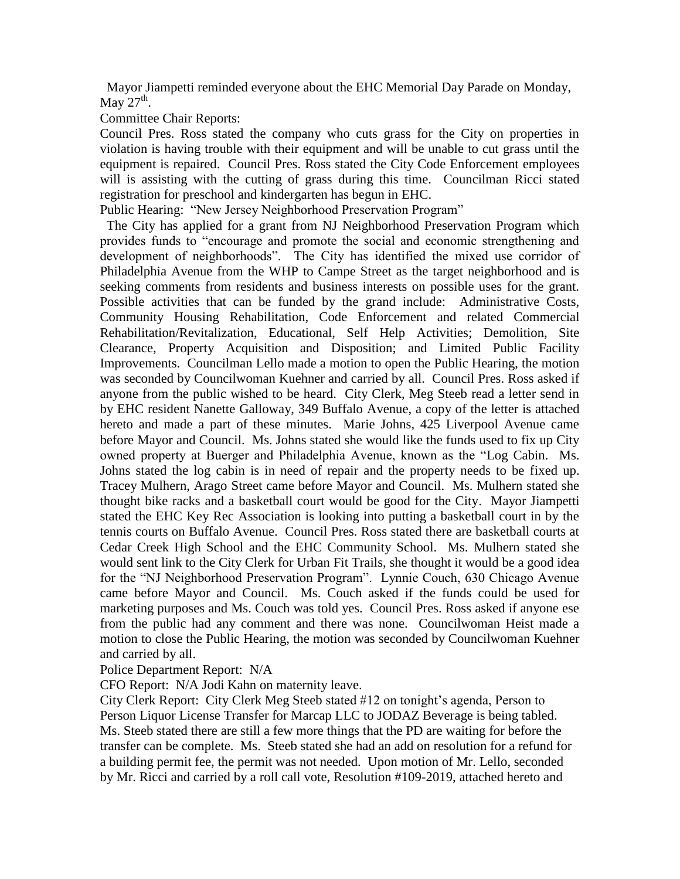Mayor Jiampetti reminded everyone about the EHC Memorial Day Parade on Monday, May 27th.

Committee Chair Reports:

Council Pres. Ross stated the company who cuts grass for the City on properties in violation is having trouble with their equipment and will be unable to cut grass until the equipment is repaired. Council Pres. Ross stated the City Code Enforcement employees will is assisting with the cutting of grass during this time. Councilman Ricci stated registration for preschool and kindergarten has begun in EHC.

Public Hearing: "New Jersey Neighborhood Preservation Program"

The City has applied for a grant from NJ Neighborhood Preservation Program which provides funds to "encourage and promote the social and economic strengthening and development of neighborhoods". The City has identified the mixed use corridor of Philadelphia Avenue from the WHP to Campe Street as the target neighborhood and is seeking comments from residents and business interests on possible uses for the grant. Possible activities that can be funded by the grand include: Administrative Costs, Community Housing Rehabilitation, Code Enforcement and related Commercial Rehabilitation/Revitalization, Educational, Self Help Activities; Demolition, Site Clearance, Property Acquisition and Disposition; and Limited Public Facility Improvements. Councilman Lello made a motion to open the Public Hearing, the motion was seconded by Councilwoman Kuehner and carried by all. Council Pres. Ross asked if anyone from the public wished to be heard. City Clerk, Meg Steeb read a letter send in by EHC resident Nanette Galloway, 349 Buffalo Avenue, a copy of the letter is attached hereto and made a part of these minutes. Marie Johns, 425 Liverpool Avenue came before Mayor and Council. Ms. Johns stated she would like the funds used to fix up City owned property at Buerger and Philadelphia Avenue, known as the "Log Cabin. Ms. Johns stated the log cabin is in need of repair and the property needs to be fixed up. Tracey Mulhern, Arago Street came before Mayor and Council. Ms. Mulhern stated she thought bike racks and a basketball court would be good for the City. Mayor Jiampetti stated the EHC Key Rec Association is looking into putting a basketball court in by the tennis courts on Buffalo Avenue. Council Pres. Ross stated there are basketball courts at Cedar Creek High School and the EHC Community School. Ms. Mulhern stated she would sent link to the City Clerk for Urban Fit Trails, she thought it would be a good idea for the "NJ Neighborhood Preservation Program". Lynnie Couch, 630 Chicago Avenue came before Mayor and Council. Ms. Couch asked if the funds could be used for marketing purposes and Ms. Couch was told yes. Council Pres. Ross asked if anyone ese from the public had any comment and there was none. Councilwoman Heist made a motion to close the Public Hearing, the motion was seconded by Councilwoman Kuehner and carried by all.

Police Department Report: N/A

CFO Report: N/A Jodi Kahn on maternity leave.

City Clerk Report: City Clerk Meg Steeb stated #12 on tonight's agenda, Person to Person Liquor License Transfer for Marcap LLC to JODAZ Beverage is being tabled. Ms. Steeb stated there are still a few more things that the PD are waiting for before the transfer can be complete. Ms. Steeb stated she had an add on resolution for a refund for a building permit fee, the permit was not needed. Upon motion of Mr. Lello, seconded by Mr. Ricci and carried by a roll call vote, Resolution #109-2019, attached hereto and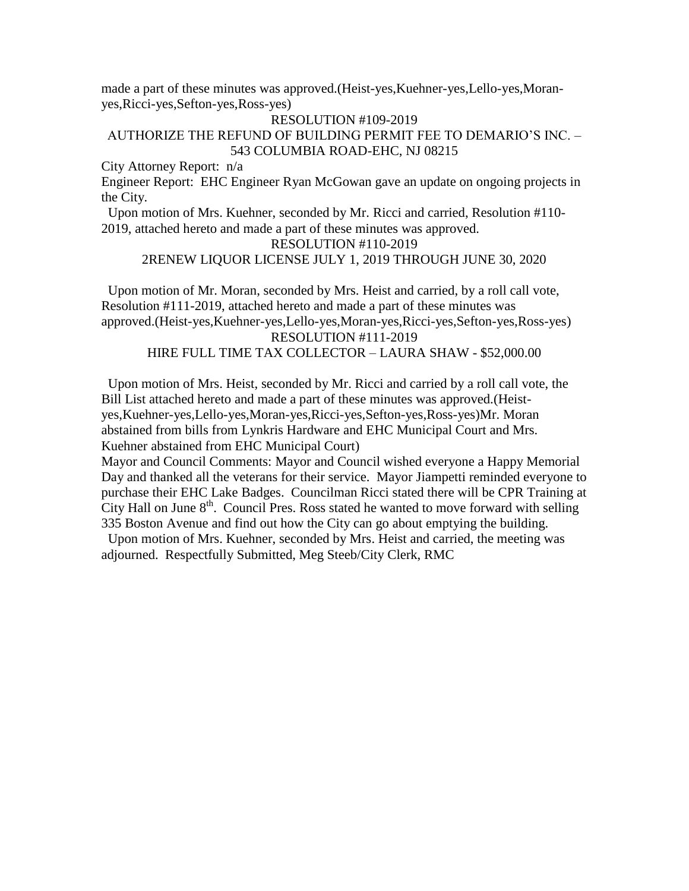made a part of these minutes was approved.(Heist-yes,Kuehner-yes,Lello-yes,Moran-yes,Ricci-yes,Sefton-yes,Ross-yes)

RESOLUTION #109-2019

AUTHORIZE THE REFUND OF BUILDING PERMIT FEE TO DEMARIO'S INC. – 543 COLUMBIA ROAD-EHC, NJ 08215

City Attorney Report: n/a

Engineer Report: EHC Engineer Ryan McGowan gave an update on ongoing projects in the City.

Upon motion of Mrs. Kuehner, seconded by Mr. Ricci and carried, Resolution #110-2019, attached hereto and made a part of these minutes was approved.

RESOLUTION #110-2019

2RENEW LIQUOR LICENSE JULY 1, 2019 THROUGH JUNE 30, 2020

Upon motion of Mr. Moran, seconded by Mrs. Heist and carried, by a roll call vote, Resolution #111-2019, attached hereto and made a part of these minutes was approved.(Heist-yes,Kuehner-yes,Lello-yes,Moran-yes,Ricci-yes,Sefton-yes,Ross-yes)

RESOLUTION #111-2019

HIRE FULL TIME TAX COLLECTOR – LAURA SHAW - $52,000.00

Upon motion of Mrs. Heist, seconded by Mr. Ricci and carried by a roll call vote, the Bill List attached hereto and made a part of these minutes was approved.(Heist-yes,Kuehner-yes,Lello-yes,Moran-yes,Ricci-yes,Sefton-yes,Ross-yes)Mr. Moran abstained from bills from Lynkris Hardware and EHC Municipal Court and Mrs. Kuehner abstained from EHC Municipal Court)

Mayor and Council Comments: Mayor and Council wished everyone a Happy Memorial Day and thanked all the veterans for their service. Mayor Jiampetti reminded everyone to purchase their EHC Lake Badges. Councilman Ricci stated there will be CPR Training at City Hall on June 8th. Council Pres. Ross stated he wanted to move forward with selling 335 Boston Avenue and find out how the City can go about emptying the building.

Upon motion of Mrs. Kuehner, seconded by Mrs. Heist and carried, the meeting was adjourned. Respectfully Submitted, Meg Steeb/City Clerk, RMC